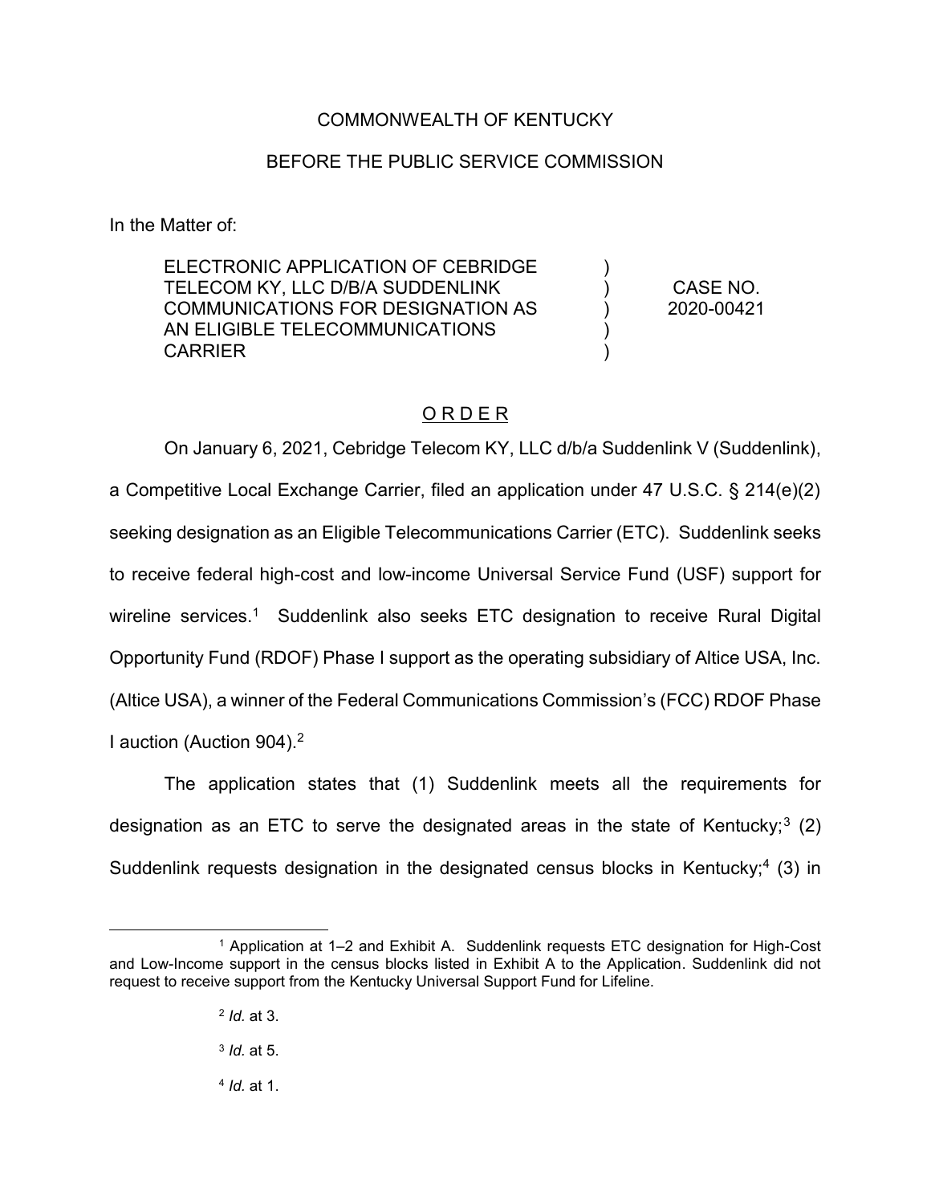COMMONWEALTH OF KENTUCKY

BEFORE THE PUBLIC SERVICE COMMISSION

In the Matter of:

| | | |
|---|---|---|
| ELECTRONIC APPLICATION OF CEBRIDGE TELECOM KY, LLC D/B/A SUDDENLINK COMMUNICATIONS FOR DESIGNATION AS AN ELIGIBLE TELECOMMUNICATIONS CARRIER | ) ) ) ) ) | CASE NO. 2020-00421 |

## O R D E R

On January 6, 2021, Cebridge Telecom KY, LLC d/b/a Suddenlink V (Suddenlink), a Competitive Local Exchange Carrier, filed an application under 47 U.S.C. § 214(e)(2) seeking designation as an Eligible Telecommunications Carrier (ETC). Suddenlink seeks to receive federal high-cost and low-income Universal Service Fund (USF) support for wireline services.[1] Suddenlink also seeks ETC designation to receive Rural Digital Opportunity Fund (RDOF) Phase I support as the operating subsidiary of Altice USA, Inc. (Altice USA), a winner of the Federal Communications Commission's (FCC) RDOF Phase I auction (Auction 904).[2]

The application states that (1) Suddenlink meets all the requirements for designation as an ETC to serve the designated areas in the state of Kentucky;[3] (2) Suddenlink requests designation in the designated census blocks in Kentucky;[4] (3) in

---

[1] Application at 1–2 and Exhibit A. Suddenlink requests ETC designation for High-Cost and Low-Income support in the census blocks listed in Exhibit A to the Application. Suddenlink did not request to receive support from the Kentucky Universal Support Fund for Lifeline.

[2] *Id.* at 3.

[3] *Id.* at 5.

[4] *Id.* at 1.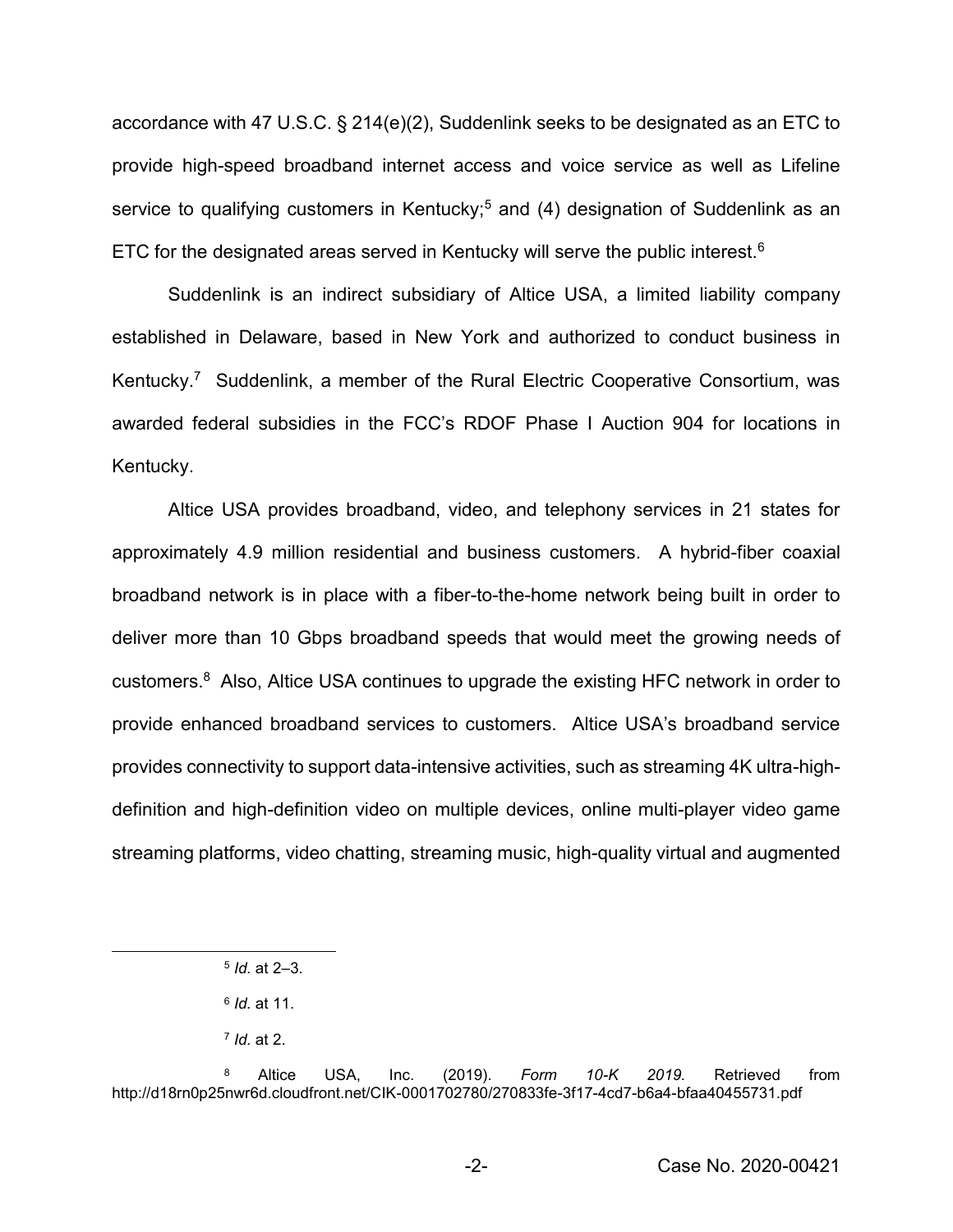accordance with 47 U.S.C. § 214(e)(2), Suddenlink seeks to be designated as an ETC to provide high-speed broadband internet access and voice service as well as Lifeline service to qualifying customers in Kentucky;[5] and (4) designation of Suddenlink as an ETC for the designated areas served in Kentucky will serve the public interest.[6]

Suddenlink is an indirect subsidiary of Altice USA, a limited liability company established in Delaware, based in New York and authorized to conduct business in Kentucky.[7] Suddenlink, a member of the Rural Electric Cooperative Consortium, was awarded federal subsidies in the FCC's RDOF Phase I Auction 904 for locations in Kentucky.

Altice USA provides broadband, video, and telephony services in 21 states for approximately 4.9 million residential and business customers. A hybrid-fiber coaxial broadband network is in place with a fiber-to-the-home network being built in order to deliver more than 10 Gbps broadband speeds that would meet the growing needs of customers.[8] Also, Altice USA continues to upgrade the existing HFC network in order to provide enhanced broadband services to customers. Altice USA's broadband service provides connectivity to support data-intensive activities, such as streaming 4K ultra-high-definition and high-definition video on multiple devices, online multi-player video game streaming platforms, video chatting, streaming music, high-quality virtual and augmented

---

[5] *Id.* at 2–3.

[6] *Id.* at 11.

[7] *Id.* at 2.

[8] Altice USA, Inc. (2019). *Form 10-K 2019.* Retrieved from http://d18rn0p25nwr6d.cloudfront.net/CIK-0001702780/270833fe-3f17-4cd7-b6a4-bfaa40455731.pdf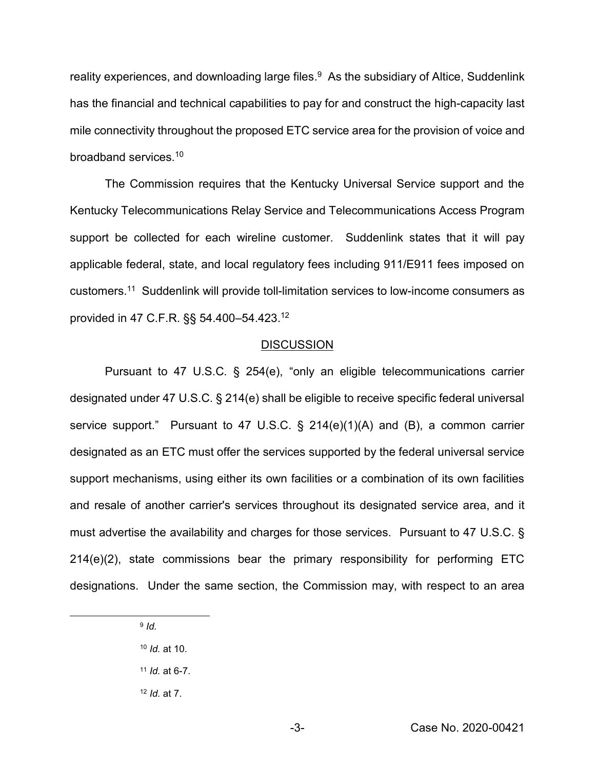reality experiences, and downloading large files.[9] As the subsidiary of Altice, Suddenlink has the financial and technical capabilities to pay for and construct the high-capacity last mile connectivity throughout the proposed ETC service area for the provision of voice and broadband services.[10]

The Commission requires that the Kentucky Universal Service support and the Kentucky Telecommunications Relay Service and Telecommunications Access Program support be collected for each wireline customer. Suddenlink states that it will pay applicable federal, state, and local regulatory fees including 911/E911 fees imposed on customers.[11] Suddenlink will provide toll-limitation services to low-income consumers as provided in 47 C.F.R. §§ 54.400–54.423.[12]

## DISCUSSION

Pursuant to 47 U.S.C. § 254(e), "only an eligible telecommunications carrier designated under 47 U.S.C. § 214(e) shall be eligible to receive specific federal universal service support." Pursuant to 47 U.S.C. § 214(e)(1)(A) and (B), a common carrier designated as an ETC must offer the services supported by the federal universal service support mechanisms, using either its own facilities or a combination of its own facilities and resale of another carrier's services throughout its designated service area, and it must advertise the availability and charges for those services. Pursuant to 47 U.S.C. § 214(e)(2), state commissions bear the primary responsibility for performing ETC designations. Under the same section, the Commission may, with respect to an area

---

[9] *Id.*

[10] *Id.* at 10.

[11] *Id.* at 6-7.

[12] *Id.* at 7.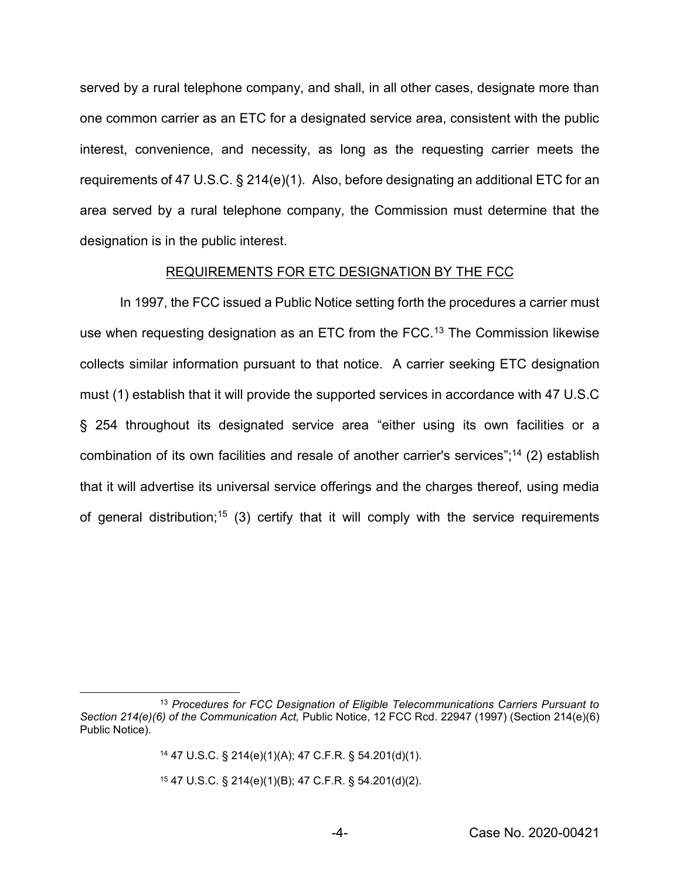served by a rural telephone company, and shall, in all other cases, designate more than one common carrier as an ETC for a designated service area, consistent with the public interest, convenience, and necessity, as long as the requesting carrier meets the requirements of 47 U.S.C. § 214(e)(1). Also, before designating an additional ETC for an area served by a rural telephone company, the Commission must determine that the designation is in the public interest.

## REQUIREMENTS FOR ETC DESIGNATION BY THE FCC

In 1997, the FCC issued a Public Notice setting forth the procedures a carrier must use when requesting designation as an ETC from the FCC.[13] The Commission likewise collects similar information pursuant to that notice. A carrier seeking ETC designation must (1) establish that it will provide the supported services in accordance with 47 U.S.C § 254 throughout its designated service area "either using its own facilities or a combination of its own facilities and resale of another carrier's services";[14] (2) establish that it will advertise its universal service offerings and the charges thereof, using media of general distribution;[15] (3) certify that it will comply with the service requirements

---

[13] *Procedures for FCC Designation of Eligible Telecommunications Carriers Pursuant to Section 214(e)(6) of the Communication Act,* Public Notice, 12 FCC Rcd. 22947 (1997) (Section 214(e)(6) Public Notice).

[14] 47 U.S.C. § 214(e)(1)(A); 47 C.F.R. § 54.201(d)(1).

[15] 47 U.S.C. § 214(e)(1)(B); 47 C.F.R. § 54.201(d)(2).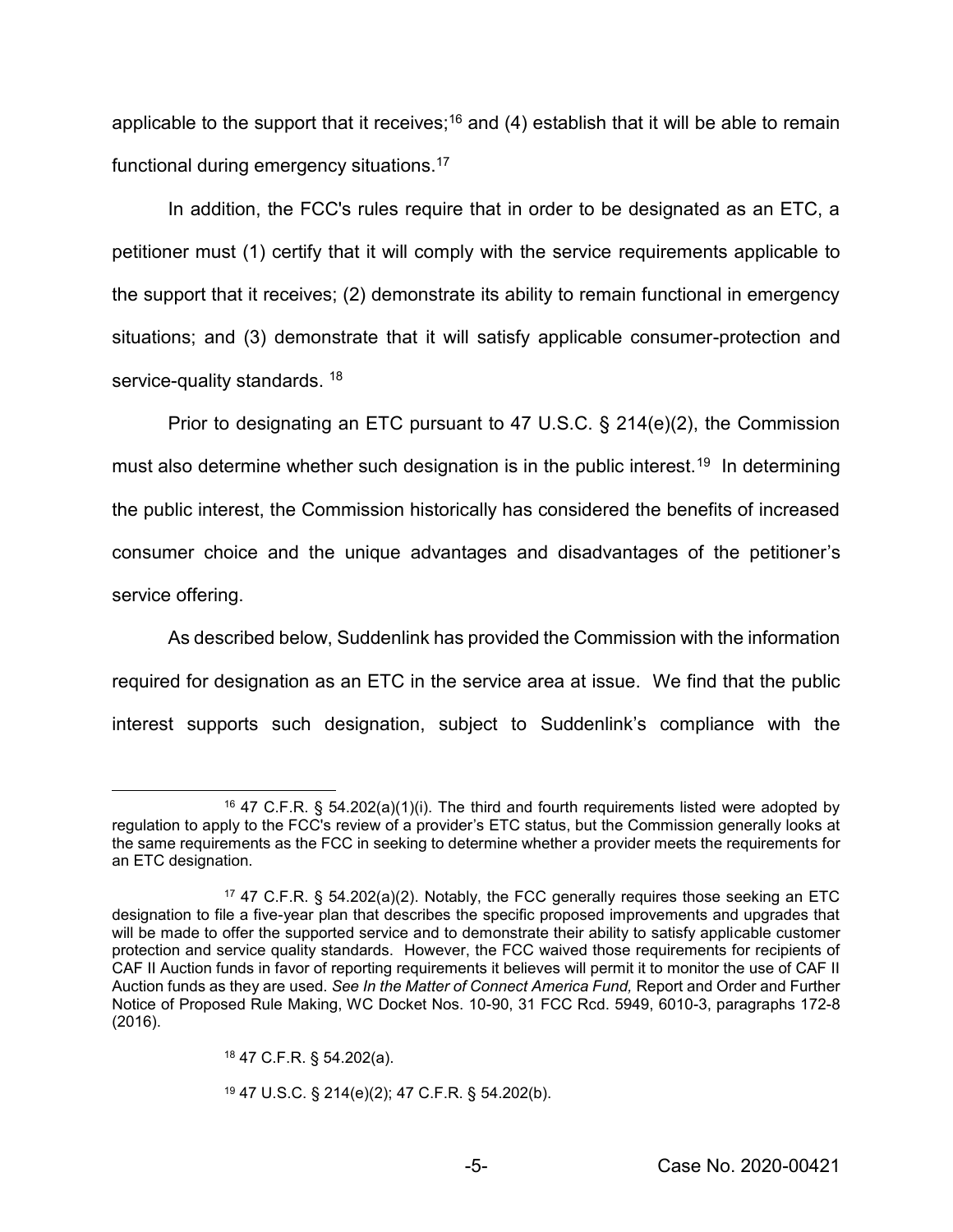applicable to the support that it receives;[16] and (4) establish that it will be able to remain functional during emergency situations.[17]

In addition, the FCC's rules require that in order to be designated as an ETC, a petitioner must (1) certify that it will comply with the service requirements applicable to the support that it receives; (2) demonstrate its ability to remain functional in emergency situations; and (3) demonstrate that it will satisfy applicable consumer-protection and service-quality standards. [18]

Prior to designating an ETC pursuant to 47 U.S.C. § 214(e)(2), the Commission must also determine whether such designation is in the public interest.[19] In determining the public interest, the Commission historically has considered the benefits of increased consumer choice and the unique advantages and disadvantages of the petitioner's service offering.

As described below, Suddenlink has provided the Commission with the information required for designation as an ETC in the service area at issue. We find that the public interest supports such designation, subject to Suddenlink's compliance with the

---

[16] 47 C.F.R. § 54.202(a)(1)(i). The third and fourth requirements listed were adopted by regulation to apply to the FCC's review of a provider's ETC status, but the Commission generally looks at the same requirements as the FCC in seeking to determine whether a provider meets the requirements for an ETC designation.

[17] 47 C.F.R. § 54.202(a)(2). Notably, the FCC generally requires those seeking an ETC designation to file a five-year plan that describes the specific proposed improvements and upgrades that will be made to offer the supported service and to demonstrate their ability to satisfy applicable customer protection and service quality standards. However, the FCC waived those requirements for recipients of CAF II Auction funds in favor of reporting requirements it believes will permit it to monitor the use of CAF II Auction funds as they are used. *See In the Matter of Connect America Fund,* Report and Order and Further Notice of Proposed Rule Making, WC Docket Nos. 10-90, 31 FCC Rcd. 5949, 6010-3, paragraphs 172-8 (2016).

[18] 47 C.F.R. § 54.202(a).

[19] 47 U.S.C. § 214(e)(2); 47 C.F.R. § 54.202(b).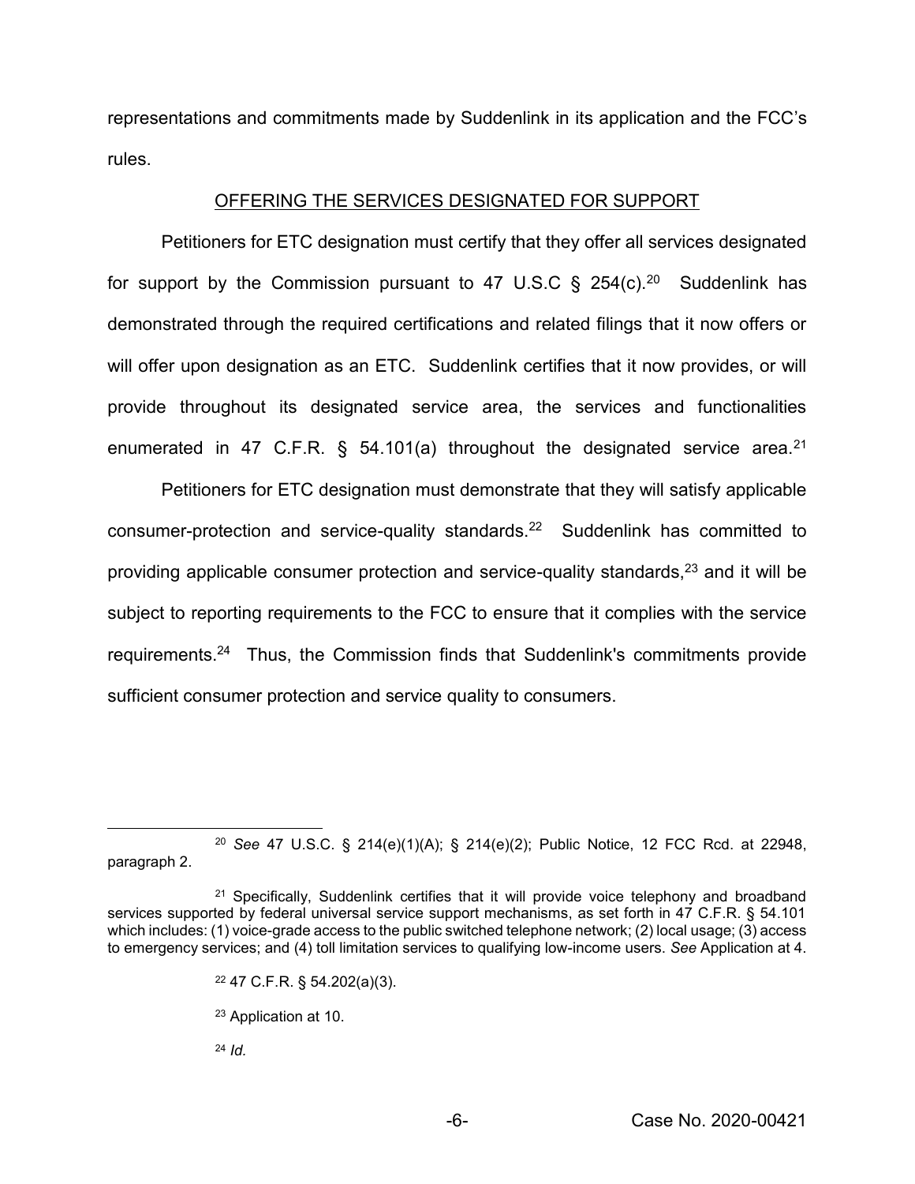representations and commitments made by Suddenlink in its application and the FCC's rules.

## OFFERING THE SERVICES DESIGNATED FOR SUPPORT

Petitioners for ETC designation must certify that they offer all services designated for support by the Commission pursuant to 47 U.S.C § 254(c).[20] Suddenlink has demonstrated through the required certifications and related filings that it now offers or will offer upon designation as an ETC. Suddenlink certifies that it now provides, or will provide throughout its designated service area, the services and functionalities enumerated in 47 C.F.R. § 54.101(a) throughout the designated service area.[21]

Petitioners for ETC designation must demonstrate that they will satisfy applicable consumer-protection and service-quality standards.[22] Suddenlink has committed to providing applicable consumer protection and service-quality standards,[23] and it will be subject to reporting requirements to the FCC to ensure that it complies with the service requirements.[24] Thus, the Commission finds that Suddenlink's commitments provide sufficient consumer protection and service quality to consumers.

---

[20] *See* 47 U.S.C. § 214(e)(1)(A); § 214(e)(2); Public Notice, 12 FCC Rcd. at 22948, paragraph 2.

[21] Specifically, Suddenlink certifies that it will provide voice telephony and broadband services supported by federal universal service support mechanisms, as set forth in 47 C.F.R. § 54.101 which includes: (1) voice-grade access to the public switched telephone network; (2) local usage; (3) access to emergency services; and (4) toll limitation services to qualifying low-income users. *See* Application at 4.

[22] 47 C.F.R. § 54.202(a)(3).

[23] Application at 10.

[24] *Id.*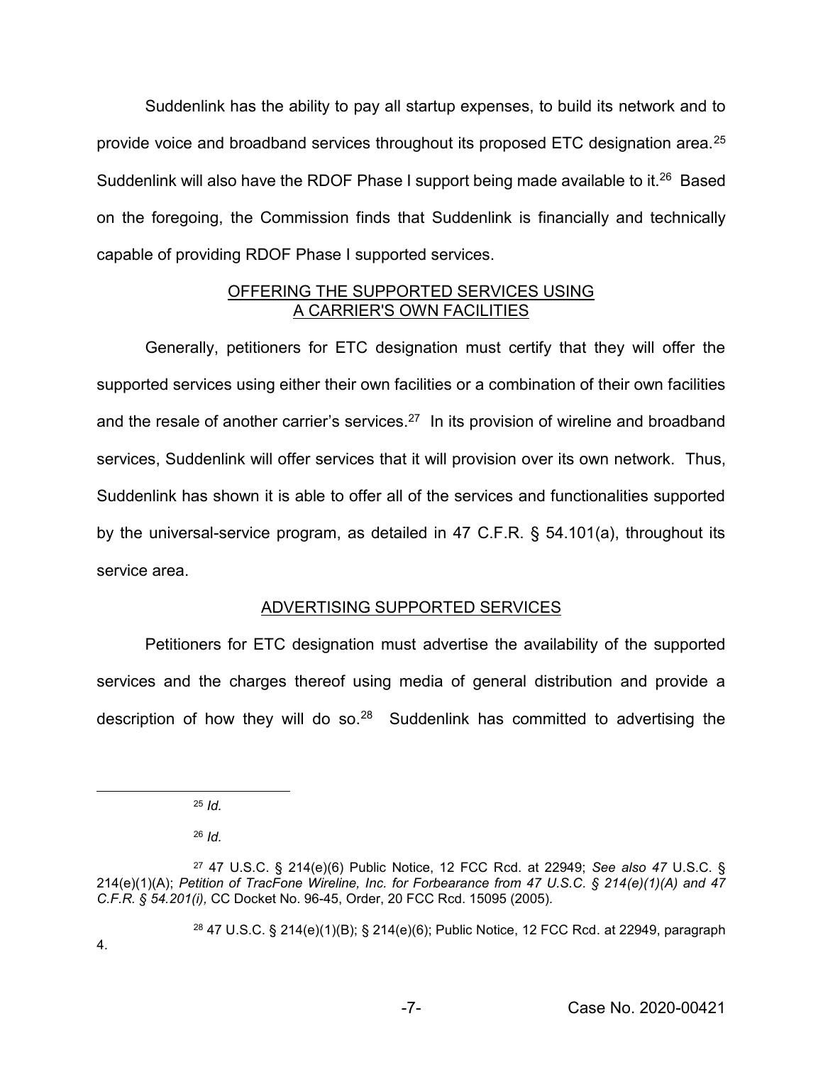Suddenlink has the ability to pay all startup expenses, to build its network and to provide voice and broadband services throughout its proposed ETC designation area.[25] Suddenlink will also have the RDOF Phase I support being made available to it.[26] Based on the foregoing, the Commission finds that Suddenlink is financially and technically capable of providing RDOF Phase I supported services.

## OFFERING THE SUPPORTED SERVICES USING A CARRIER'S OWN FACILITIES

Generally, petitioners for ETC designation must certify that they will offer the supported services using either their own facilities or a combination of their own facilities and the resale of another carrier's services.[27] In its provision of wireline and broadband services, Suddenlink will offer services that it will provision over its own network. Thus, Suddenlink has shown it is able to offer all of the services and functionalities supported by the universal-service program, as detailed in 47 C.F.R. § 54.101(a), throughout its service area.

## ADVERTISING SUPPORTED SERVICES

Petitioners for ETC designation must advertise the availability of the supported services and the charges thereof using media of general distribution and provide a description of how they will do so.[28] Suddenlink has committed to advertising the

---

[25] *Id.*

[26] *Id.*

[27] 47 U.S.C. § 214(e)(6) Public Notice, 12 FCC Rcd. at 22949; *See also 47* U.S.C. § 214(e)(1)(A); *Petition of TracFone Wireline, Inc. for Forbearance from 47 U.S.C. § 214(e)(1)(A) and 47 C.F.R. § 54.201(i),* CC Docket No. 96-45, Order, 20 FCC Rcd. 15095 (2005).

[28] 47 U.S.C. § 214(e)(1)(B); § 214(e)(6); Public Notice, 12 FCC Rcd. at 22949, paragraph 4.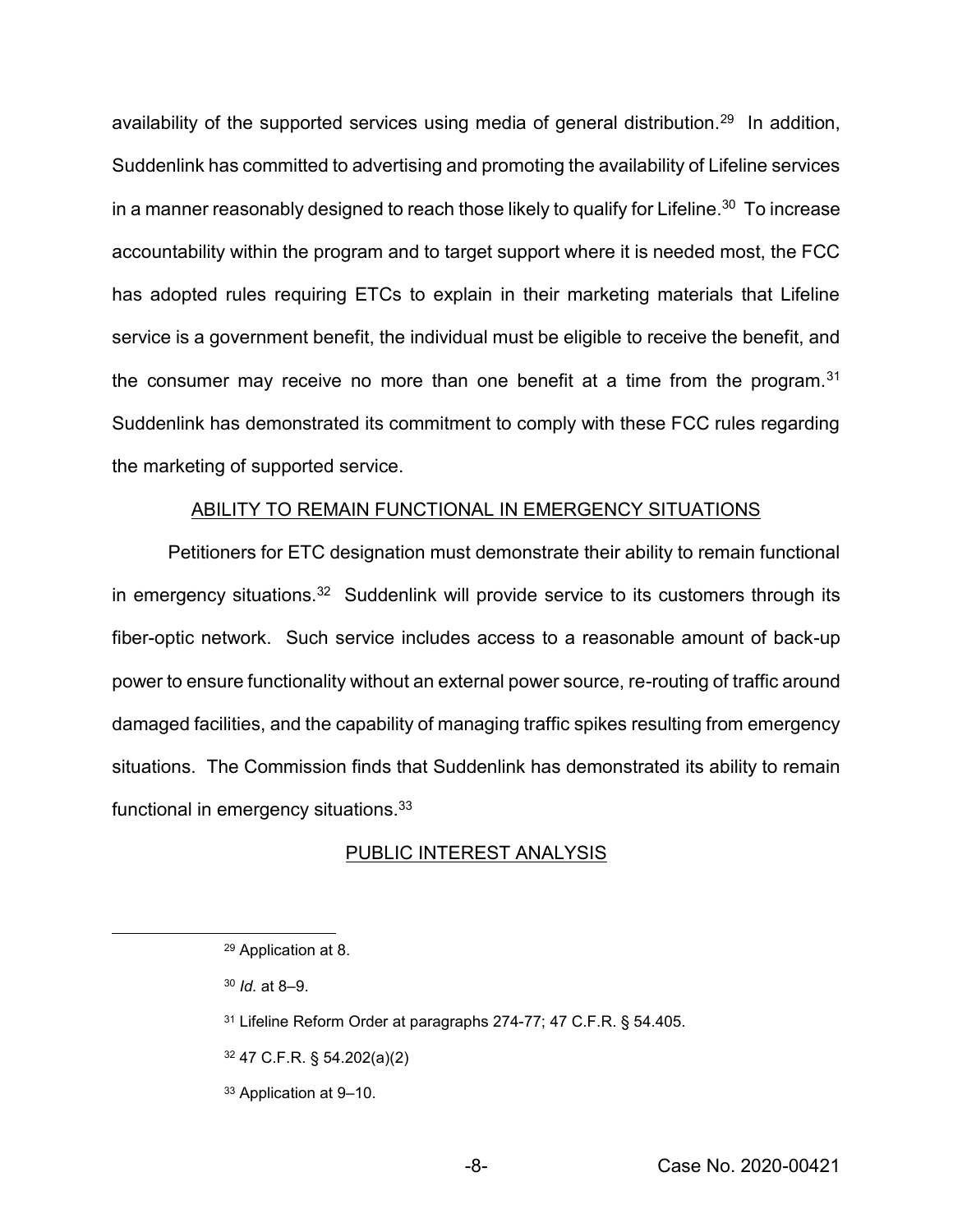availability of the supported services using media of general distribution.[29] In addition, Suddenlink has committed to advertising and promoting the availability of Lifeline services in a manner reasonably designed to reach those likely to qualify for Lifeline.[30] To increase accountability within the program and to target support where it is needed most, the FCC has adopted rules requiring ETCs to explain in their marketing materials that Lifeline service is a government benefit, the individual must be eligible to receive the benefit, and the consumer may receive no more than one benefit at a time from the program.[31] Suddenlink has demonstrated its commitment to comply with these FCC rules regarding the marketing of supported service.

## ABILITY TO REMAIN FUNCTIONAL IN EMERGENCY SITUATIONS

Petitioners for ETC designation must demonstrate their ability to remain functional in emergency situations.[32] Suddenlink will provide service to its customers through its fiber-optic network. Such service includes access to a reasonable amount of back-up power to ensure functionality without an external power source, re-routing of traffic around damaged facilities, and the capability of managing traffic spikes resulting from emergency situations. The Commission finds that Suddenlink has demonstrated its ability to remain functional in emergency situations.[33]

## PUBLIC INTEREST ANALYSIS

---

[29] Application at 8.

[30] *Id.* at 8–9.

[31] Lifeline Reform Order at paragraphs 274-77; 47 C.F.R. § 54.405.

[32] 47 C.F.R. § 54.202(a)(2)

[33] Application at 9–10.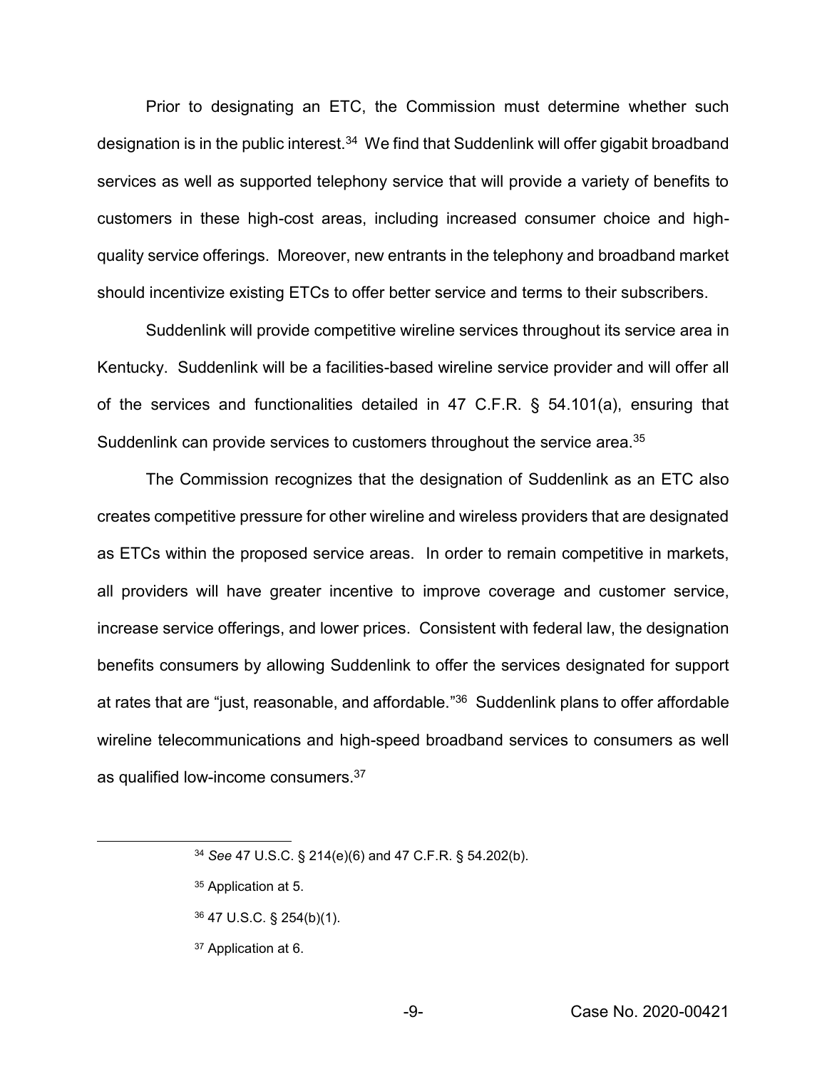Prior to designating an ETC, the Commission must determine whether such designation is in the public interest.[34] We find that Suddenlink will offer gigabit broadband services as well as supported telephony service that will provide a variety of benefits to customers in these high-cost areas, including increased consumer choice and high-quality service offerings. Moreover, new entrants in the telephony and broadband market should incentivize existing ETCs to offer better service and terms to their subscribers.

Suddenlink will provide competitive wireline services throughout its service area in Kentucky. Suddenlink will be a facilities-based wireline service provider and will offer all of the services and functionalities detailed in 47 C.F.R. § 54.101(a), ensuring that Suddenlink can provide services to customers throughout the service area.[35]

The Commission recognizes that the designation of Suddenlink as an ETC also creates competitive pressure for other wireline and wireless providers that are designated as ETCs within the proposed service areas. In order to remain competitive in markets, all providers will have greater incentive to improve coverage and customer service, increase service offerings, and lower prices. Consistent with federal law, the designation benefits consumers by allowing Suddenlink to offer the services designated for support at rates that are "just, reasonable, and affordable."[36] Suddenlink plans to offer affordable wireline telecommunications and high-speed broadband services to consumers as well as qualified low-income consumers.[37]

---

[34] *See* 47 U.S.C. § 214(e)(6) and 47 C.F.R. § 54.202(b).

[35] Application at 5.

[36] 47 U.S.C. § 254(b)(1).

[37] Application at 6.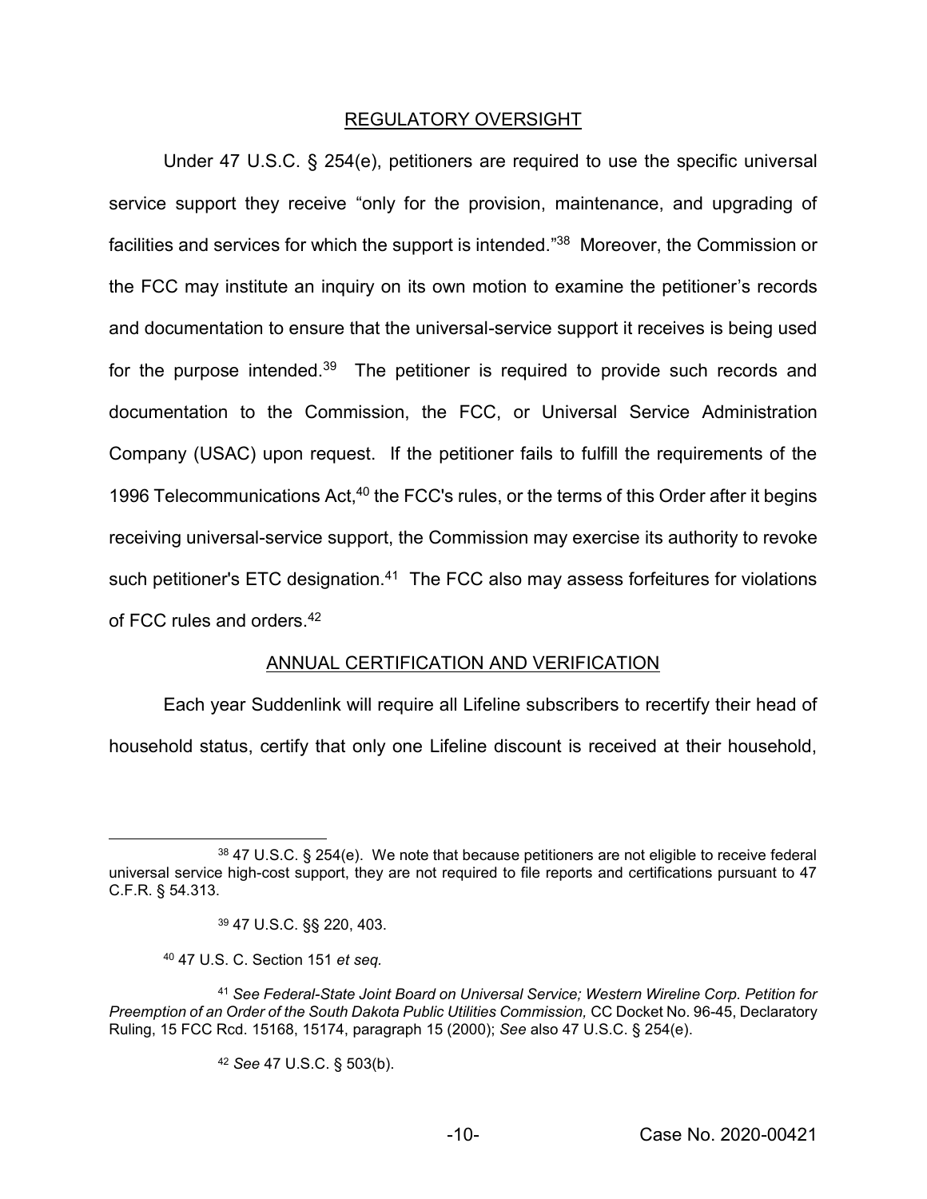## REGULATORY OVERSIGHT

Under 47 U.S.C. § 254(e), petitioners are required to use the specific universal service support they receive "only for the provision, maintenance, and upgrading of facilities and services for which the support is intended."[38] Moreover, the Commission or the FCC may institute an inquiry on its own motion to examine the petitioner's records and documentation to ensure that the universal-service support it receives is being used for the purpose intended.[39] The petitioner is required to provide such records and documentation to the Commission, the FCC, or Universal Service Administration Company (USAC) upon request. If the petitioner fails to fulfill the requirements of the 1996 Telecommunications Act,[40] the FCC's rules, or the terms of this Order after it begins receiving universal-service support, the Commission may exercise its authority to revoke such petitioner's ETC designation.[41] The FCC also may assess forfeitures for violations of FCC rules and orders.[42]

## ANNUAL CERTIFICATION AND VERIFICATION

Each year Suddenlink will require all Lifeline subscribers to recertify their head of household status, certify that only one Lifeline discount is received at their household,

---

[38] 47 U.S.C. § 254(e). We note that because petitioners are not eligible to receive federal universal service high-cost support, they are not required to file reports and certifications pursuant to 47 C.F.R. § 54.313.

[39] 47 U.S.C. §§ 220, 403.

[40] 47 U.S. C. Section 151 *et seq.*

[41] *See Federal-State Joint Board on Universal Service; Western Wireline Corp. Petition for Preemption of an Order of the South Dakota Public Utilities Commission,* CC Docket No. 96-45, Declaratory Ruling, 15 FCC Rcd. 15168, 15174, paragraph 15 (2000); *See* also 47 U.S.C. § 254(e).

[42] *See* 47 U.S.C. § 503(b).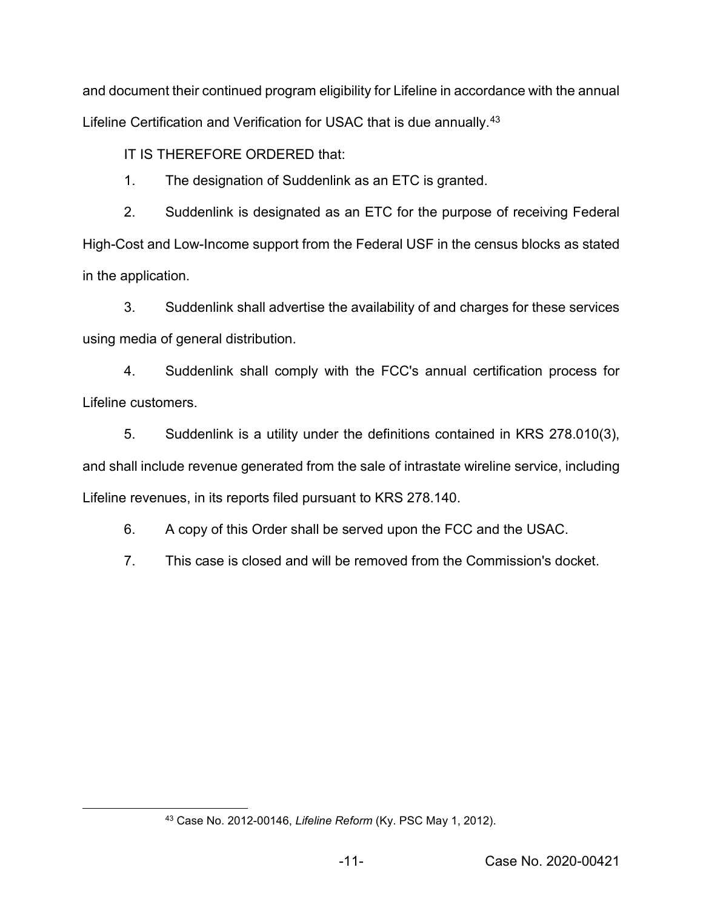and document their continued program eligibility for Lifeline in accordance with the annual Lifeline Certification and Verification for USAC that is due annually.[43]

IT IS THEREFORE ORDERED that:

1. The designation of Suddenlink as an ETC is granted.

2. Suddenlink is designated as an ETC for the purpose of receiving Federal High-Cost and Low-Income support from the Federal USF in the census blocks as stated in the application.

3. Suddenlink shall advertise the availability of and charges for these services using media of general distribution.

4. Suddenlink shall comply with the FCC's annual certification process for Lifeline customers.

5. Suddenlink is a utility under the definitions contained in KRS 278.010(3), and shall include revenue generated from the sale of intrastate wireline service, including Lifeline revenues, in its reports filed pursuant to KRS 278.140.

6. A copy of this Order shall be served upon the FCC and the USAC.

7. This case is closed and will be removed from the Commission's docket.

---

[43] Case No. 2012-00146, *Lifeline Reform* (Ky. PSC May 1, 2012).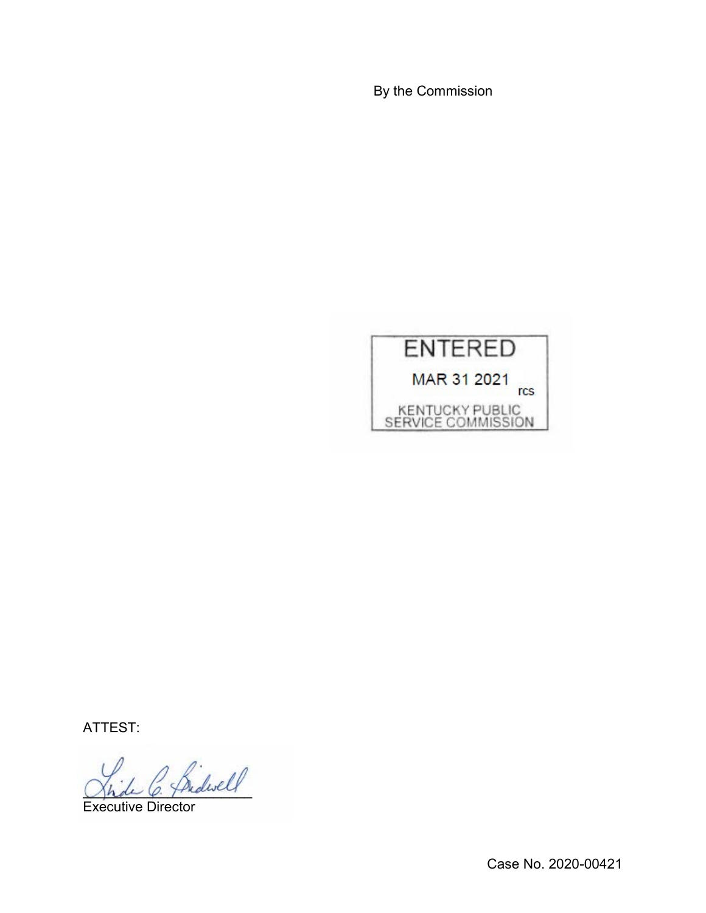By the Commission

ENTERED

MAR 31 2021

rcs

KENTUCKY PUBLIC SERVICE COMMISSION

ATTEST:

Executive Director

Case No. 2020-00421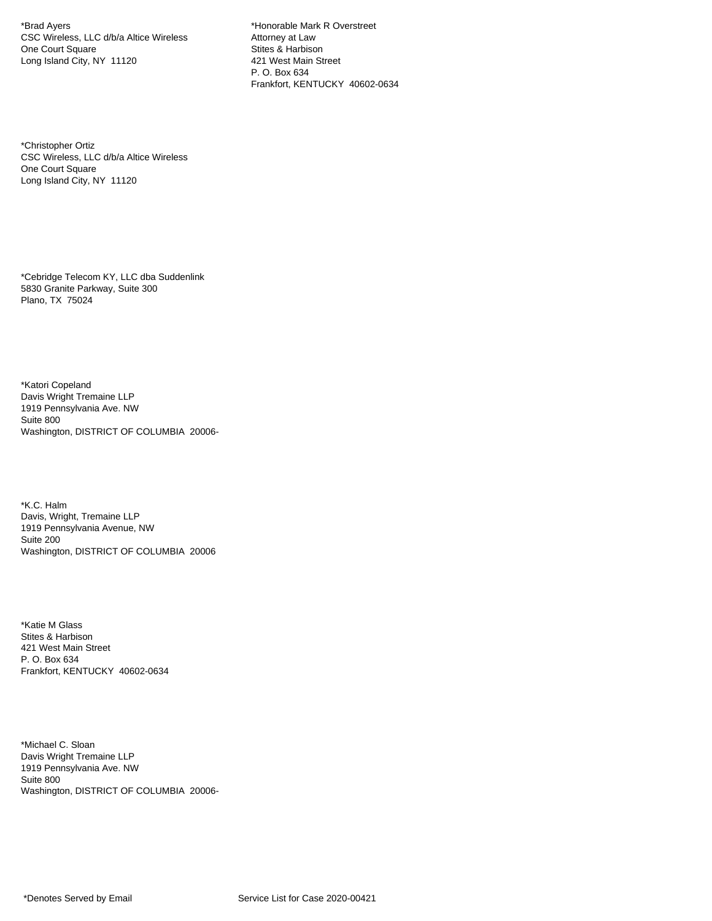*Brad Ayers
CSC Wireless, LLC d/b/a Altice Wireless
One Court Square
Long Island City, NY 11120

*Honorable Mark R Overstreet
Attorney at Law
Stites & Harbison
421 West Main Street
P. O. Box 634
Frankfort, KENTUCKY 40602-0634

*Christopher Ortiz
CSC Wireless, LLC d/b/a Altice Wireless
One Court Square
Long Island City, NY 11120

*Cebridge Telecom KY, LLC dba Suddenlink
5830 Granite Parkway, Suite 300
Plano, TX 75024

*Katori Copeland
Davis Wright Tremaine LLP
1919 Pennsylvania Ave. NW
Suite 800
Washington, DISTRICT OF COLUMBIA 20006-

*K.C. Halm
Davis, Wright, Tremaine LLP
1919 Pennsylvania Avenue, NW
Suite 200
Washington, DISTRICT OF COLUMBIA 20006

*Katie M Glass
Stites & Harbison
421 West Main Street
P. O. Box 634
Frankfort, KENTUCKY 40602-0634

*Michael C. Sloan
Davis Wright Tremaine LLP
1919 Pennsylvania Ave. NW
Suite 800
Washington, DISTRICT OF COLUMBIA 20006-

*Denotes Served by Email

Service List for Case 2020-00421